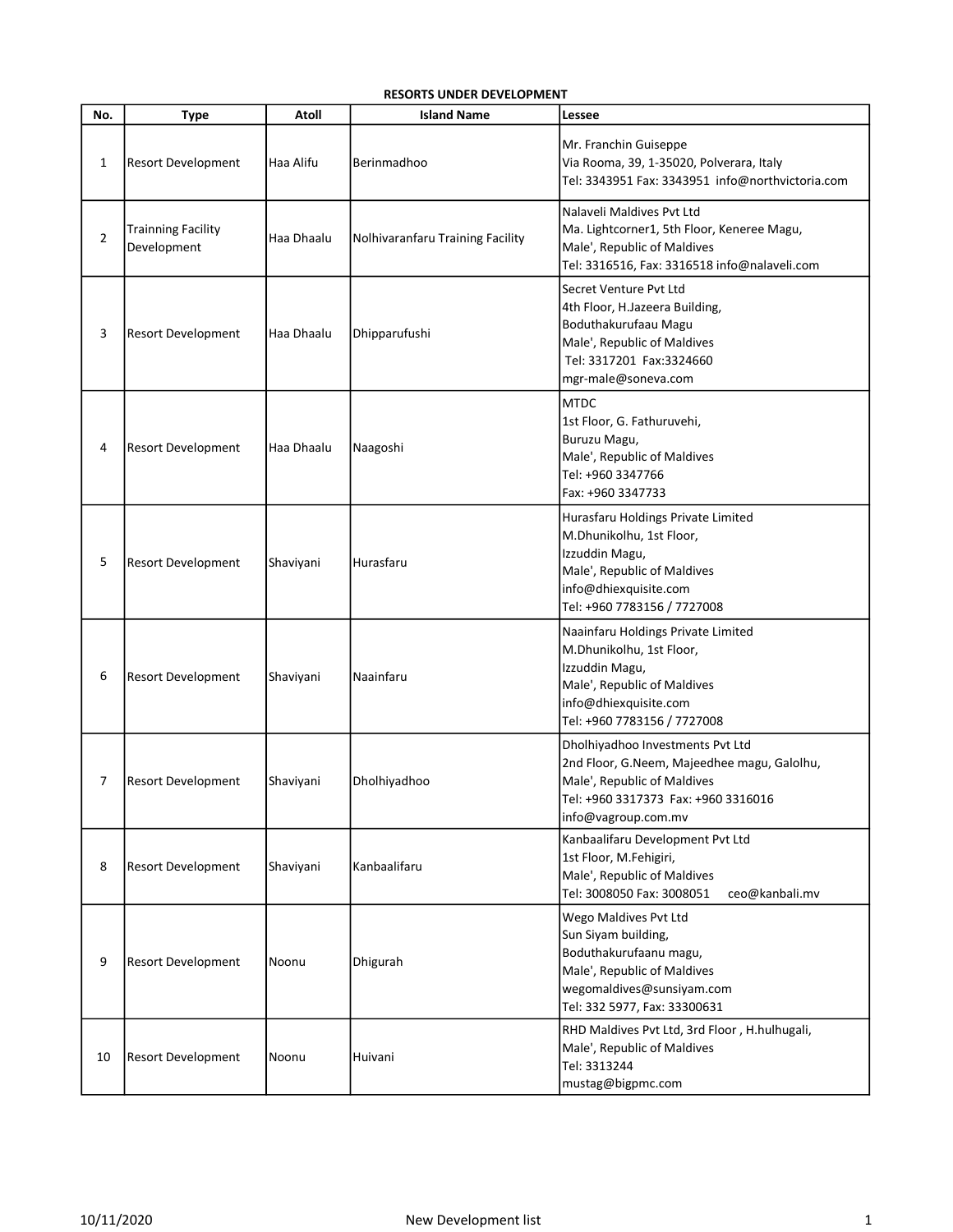## RESORTS UNDER DEVELOPMENT

| No. | Type | Atoll | Island Name | Lessee |
|---|---|---|---|---|
| 1 | Resort Development | Haa Alifu | Berinmadhoo | Mr. Franchin Guiseppe<br>Via Rooma, 39, 1-35020, Polverara, Italy<br>Tel: 3343951 Fax: 3343951 info@northvictoria.com |
| 2 | Trainning Facility Development | Haa Dhaalu | Nolhivaranfaru Training Facility | Nalaveli Maldives Pvt Ltd<br>Ma. Lightcorner1, 5th Floor, Keneree Magu,<br>Male', Republic of Maldives<br>Tel: 3316516, Fax: 3316518 info@nalaveli.com |
| 3 | Resort Development | Haa Dhaalu | Dhipparufushi | Secret Venture Pvt Ltd<br>4th Floor, H.Jazeera Building,<br>Boduthakurufaau Magu<br>Male', Republic of Maldives<br>Tel: 3317201 Fax:3324660<br>mgr-male@soneva.com |
| 4 | Resort Development | Haa Dhaalu | Naagoshi | MTDC<br>1st Floor, G. Fathuruvehi,<br>Buruzu Magu,<br>Male', Republic of Maldives<br>Tel: +960 3347766<br>Fax: +960 3347733 |
| 5 | Resort Development | Shaviyani | Hurasfaru | Hurasfaru Holdings Private Limited<br>M.Dhunikolhu, 1st Floor,<br>Izzuddin Magu,<br>Male', Republic of Maldives<br>info@dhiexquisite.com<br>Tel: +960 7783156 / 7727008 |
| 6 | Resort Development | Shaviyani | Naainfaru | Naainfaru Holdings Private Limited<br>M.Dhunikolhu, 1st Floor,<br>Izzuddin Magu,<br>Male', Republic of Maldives<br>info@dhiexquisite.com<br>Tel: +960 7783156 / 7727008 |
| 7 | Resort Development | Shaviyani | Dholhiyadhoo | Dholhiyadhoo Investments Pvt Ltd<br>2nd Floor, G.Neem, Majeedhee magu, Galolhu,<br>Male', Republic of Maldives<br>Tel: +960 3317373 Fax: +960 3316016<br>info@vagroup.com.mv |
| 8 | Resort Development | Shaviyani | Kanbaalifaru | Kanbaalifaru Development Pvt Ltd<br>1st Floor, M.Fehigiri,<br>Male', Republic of Maldives<br>Tel: 3008050 Fax: 3008051 ceo@kanbali.mv |
| 9 | Resort Development | Noonu | Dhigurah | Wego Maldives Pvt Ltd<br>Sun Siyam building,<br>Boduthakurufaanu magu,<br>Male', Republic of Maldives<br>wegomaldives@sunsiyam.com<br>Tel: 332 5977, Fax: 33300631 |
| 10 | Resort Development | Noonu | Huivani | RHD Maldives Pvt Ltd, 3rd Floor , H.hulhugali,<br>Male', Republic of Maldives<br>Tel: 3313244<br>mustag@bigpmc.com |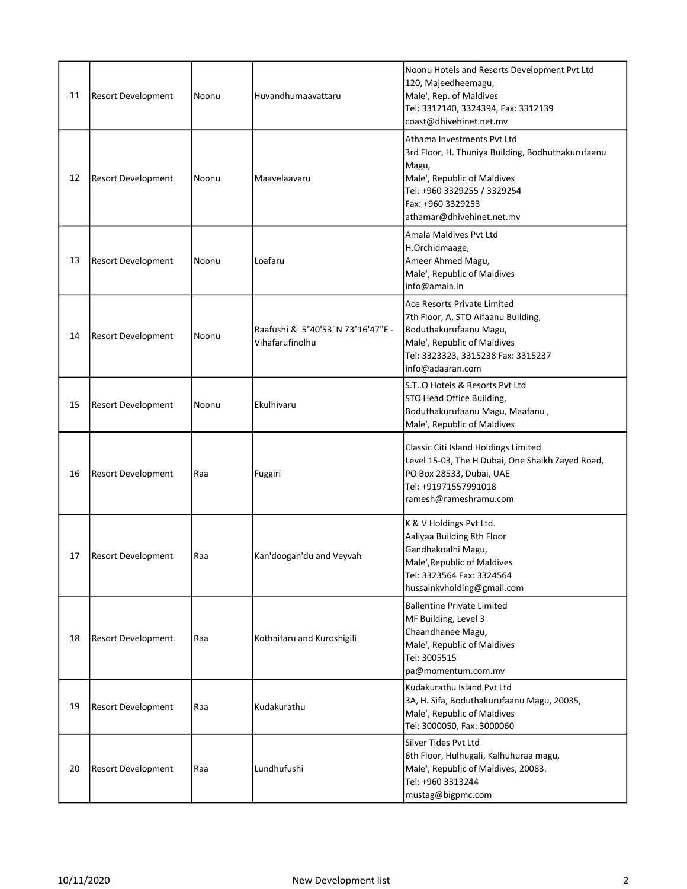| | | | | |
|---|---|---|---|---|
| 11 | Resort Development | Noonu | Huvandhumaavattaru | Noonu Hotels and Resorts Development Pvt Ltd<br>120, Majeedheemagu,<br>Male', Rep. of Maldives<br>Tel: 3312140, 3324394, Fax: 3312139<br>coast@dhivehinet.net.mv |
| 12 | Resort Development | Noonu | Maavelaavaru | Athama Investments Pvt Ltd<br>3rd Floor, H. Thuniya Building, Bodhuthakurufaanu Magu,<br>Male', Republic of Maldives<br>Tel: +960 3329255 / 3329254<br>Fax: +960 3329253<br>athamar@dhivehinet.net.mv |
| 13 | Resort Development | Noonu | Loafaru | Amala Maldives Pvt Ltd<br>H.Orchidmaage,<br>Ameer Ahmed Magu,<br>Male', Republic of Maldives<br>info@amala.in |
| 14 | Resort Development | Noonu | Raafushi & 5°40'53"N 73°16'47"E - Vihafarufinolhu | Ace Resorts Private Limited<br>7th Floor, A, STO Aifaanu Building,<br>Boduthakurufaanu Magu,<br>Male', Republic of Maldives<br>Tel: 3323323, 3315238 Fax: 3315237<br>info@adaaran.com |
| 15 | Resort Development | Noonu | Ekulhivaru | S.T..O Hotels & Resorts Pvt Ltd<br>STO Head Office Building,<br>Boduthakurufaanu Magu, Maafanu ,<br>Male', Republic of Maldives |
| 16 | Resort Development | Raa | Fuggiri | Classic Citi Island Holdings Limited<br>Level 15-03, The H Dubai, One Shaikh Zayed Road,<br>PO Box 28533, Dubai, UAE<br>Tel: +91971557991018<br>ramesh@rameshramu.com |
| 17 | Resort Development | Raa | Kan'doogan'du and Veyvah | K & V Holdings Pvt Ltd.<br>Aaliyaa Building 8th Floor<br>Gandhakoalhi Magu,<br>Male',Republic of Maldives<br>Tel: 3323564 Fax: 3324564<br>hussainkvholding@gmail.com |
| 18 | Resort Development | Raa | Kothaifaru and Kuroshigili | Ballentine Private Limited<br>MF Building, Level 3<br>Chaandhanee Magu,<br>Male', Republic of Maldives<br>Tel: 3005515<br>pa@momentum.com.mv |
| 19 | Resort Development | Raa | Kudakurathu | Kudakurathu Island Pvt Ltd<br>3A, H. Sifa, Boduthakurufaanu Magu, 20035,<br>Male', Republic of Maldives<br>Tel: 3000050, Fax: 3000060 |
| 20 | Resort Development | Raa | Lundhufushi | Silver Tides Pvt Ltd<br>6th Floor, Hulhugali, Kalhuhuraa magu,<br>Male', Republic of Maldives, 20083.<br>Tel: +960 3313244<br>mustag@bigpmc.com |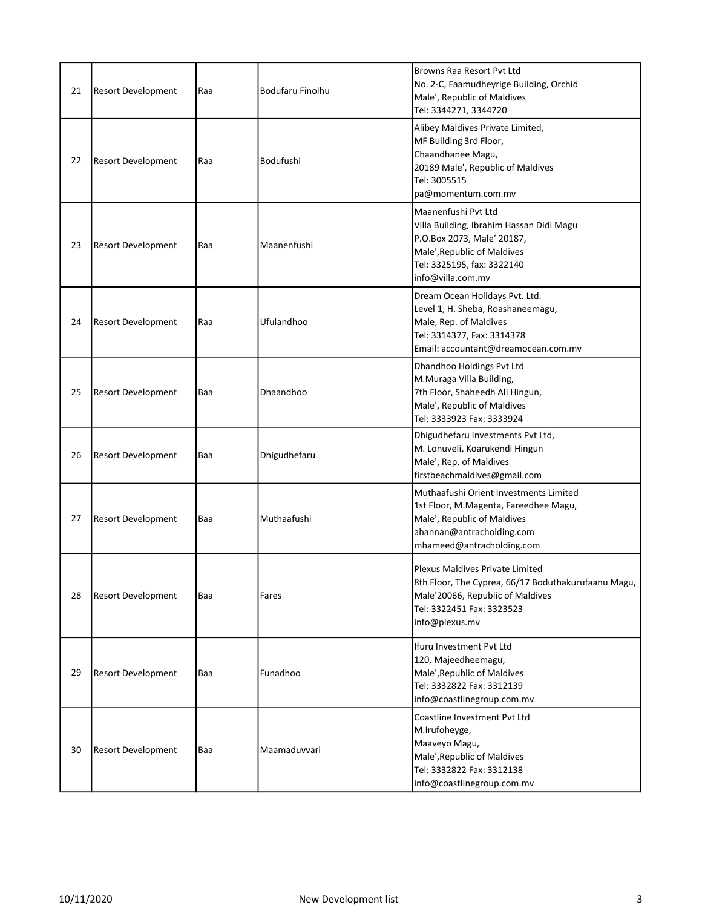| 21 | Resort Development | Raa | Bodufaru Finolhu | Browns Raa Resort Pvt Ltd<br>No. 2-C, Faamudheyrige Building, Orchid<br>Male', Republic of Maldives<br>Tel: 3344271, 3344720 |
|---|---|---|---|---|
| 22 | Resort Development | Raa | Bodufushi | Alibey Maldives Private Limited,<br>MF Building 3rd Floor,<br>Chaandhanee Magu,<br>20189 Male', Republic of Maldives<br>Tel: 3005515<br>pa@momentum.com.mv |
| 23 | Resort Development | Raa | Maanenfushi | Maanenfushi Pvt Ltd<br>Villa Building, Ibrahim Hassan Didi Magu<br>P.O.Box 2073, Male' 20187,<br>Male',Republic of Maldives<br>Tel: 3325195, fax: 3322140<br>info@villa.com.mv |
| 24 | Resort Development | Raa | Ufulandhoo | Dream Ocean Holidays Pvt. Ltd.<br>Level 1, H. Sheba, Roashaneemagu,<br>Male, Rep. of Maldives<br>Tel: 3314377, Fax: 3314378<br>Email: accountant@dreamocean.com.mv |
| 25 | Resort Development | Baa | Dhaandhoo | Dhandhoo Holdings Pvt Ltd<br>M.Muraga Villa Building,<br>7th Floor, Shaheedh Ali Hingun,<br>Male', Republic of Maldives<br>Tel: 3333923 Fax: 3333924 |
| 26 | Resort Development | Baa | Dhigudhefaru | Dhigudhefaru Investments Pvt Ltd,<br>M. Lonuveli, Koarukendi Hingun<br>Male', Rep. of Maldives<br>firstbeachmaldives@gmail.com |
| 27 | Resort Development | Baa | Muthaafushi | Muthaafushi Orient Investments Limited<br>1st Floor, M.Magenta, Fareedhee Magu,<br>Male', Republic of Maldives<br>ahannan@antracholding.com<br>mhameed@antracholding.com |
| 28 | Resort Development | Baa | Fares | Plexus Maldives Private Limited<br>8th Floor, The Cyprea, 66/17 Boduthakurufaanu Magu,<br>Male'20066, Republic of Maldives<br>Tel: 3322451 Fax: 3323523<br>info@plexus.mv |
| 29 | Resort Development | Baa | Funadhoo | Ifuru Investment Pvt Ltd<br>120, Majeedheemagu,<br>Male',Republic of Maldives<br>Tel: 3332822 Fax: 3312139<br>info@coastlinegroup.com.mv |
| 30 | Resort Development | Baa | Maamaduvvari | Coastline Investment Pvt Ltd<br>M.Irufoheyge,<br>Maaveyo Magu,<br>Male',Republic of Maldives<br>Tel: 3332822 Fax: 3312138<br>info@coastlinegroup.com.mv |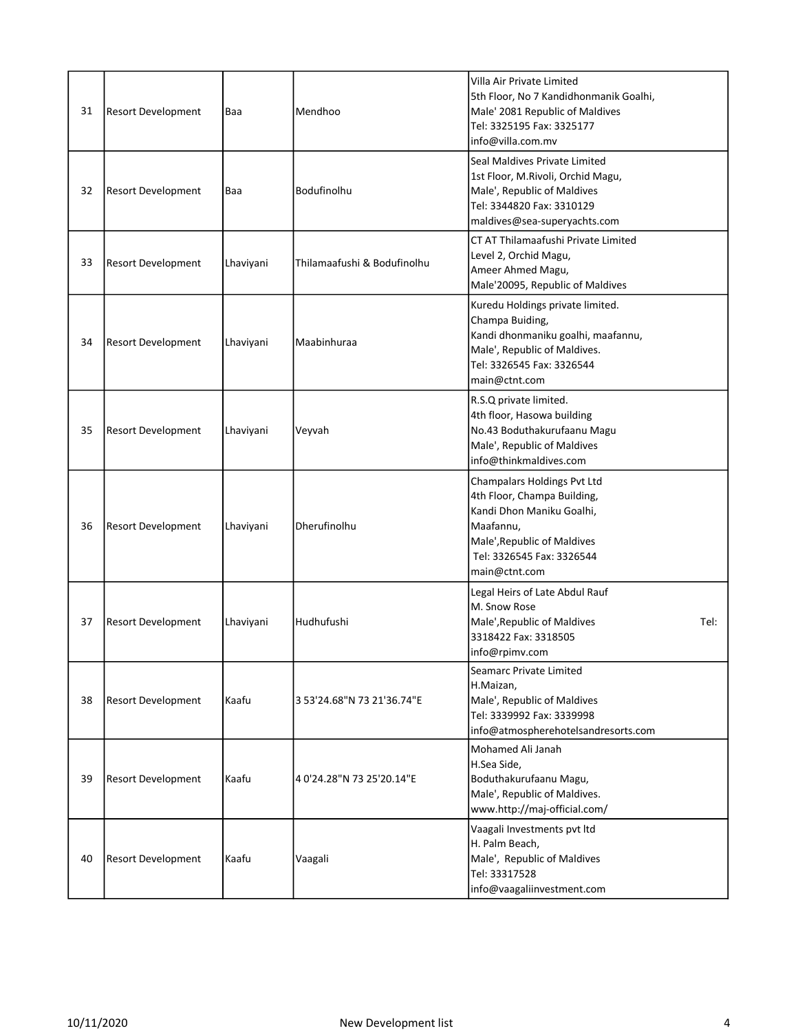| 31 | Resort Development | Baa | Mendhoo | Villa Air Private Limited<br>5th Floor, No 7 Kandidhonmanik Goalhi,<br>Male' 2081 Republic of Maldives<br>Tel: 3325195 Fax: 3325177<br>info@villa.com.mv |
|---|---|---|---|---|
| 32 | Resort Development | Baa | Bodufinolhu | Seal Maldives Private Limited<br>1st Floor, M.Rivoli, Orchid Magu,<br>Male', Republic of Maldives<br>Tel: 3344820 Fax: 3310129<br>maldives@sea-superyachts.com |
| 33 | Resort Development | Lhaviyani | Thilamaafushi & Bodufinolhu | CT AT Thilamaafushi Private Limited<br>Level 2, Orchid Magu,<br>Ameer Ahmed Magu,<br>Male'20095, Republic of Maldives |
| 34 | Resort Development | Lhaviyani | Maabinhuraa | Kuredu Holdings private limited.<br>Champa Buiding,<br>Kandi dhonmaniku goalhi, maafannu,<br>Male', Republic of Maldives.<br>Tel: 3326545 Fax: 3326544<br>main@ctnt.com |
| 35 | Resort Development | Lhaviyani | Veyvah | R.S.Q private limited.<br>4th floor, Hasowa building<br>No.43 Boduthakurufaanu Magu<br>Male', Republic of Maldives<br>info@thinkmaldives.com |
| 36 | Resort Development | Lhaviyani | Dherufinolhu | Champalars Holdings Pvt Ltd<br>4th Floor, Champa Building,<br>Kandi Dhon Maniku Goalhi,<br>Maafannu,<br>Male',Republic of Maldives<br>Tel: 3326545 Fax: 3326544<br>main@ctnt.com |
| 37 | Resort Development | Lhaviyani | Hudhufushi | Legal Heirs of Late Abdul Rauf<br>M. Snow Rose<br>Male',Republic of Maldives Tel:<br>3318422 Fax: 3318505<br>info@rpimv.com |
| 38 | Resort Development | Kaafu | 3 53'24.68"N 73 21'36.74"E | Seamarc Private Limited<br>H.Maizan,<br>Male', Republic of Maldives<br>Tel: 3339992 Fax: 3339998<br>info@atmospherehotelsandresorts.com |
| 39 | Resort Development | Kaafu | 4 0'24.28"N 73 25'20.14"E | Mohamed Ali Janah<br>H.Sea Side,<br>Boduthakurufaanu Magu,<br>Male', Republic of Maldives.<br>www.http://maj-official.com/ |
| 40 | Resort Development | Kaafu | Vaagali | Vaagali Investments pvt ltd<br>H. Palm Beach,<br>Male', Republic of Maldives<br>Tel: 33317528<br>info@vaagaliinvestment.com |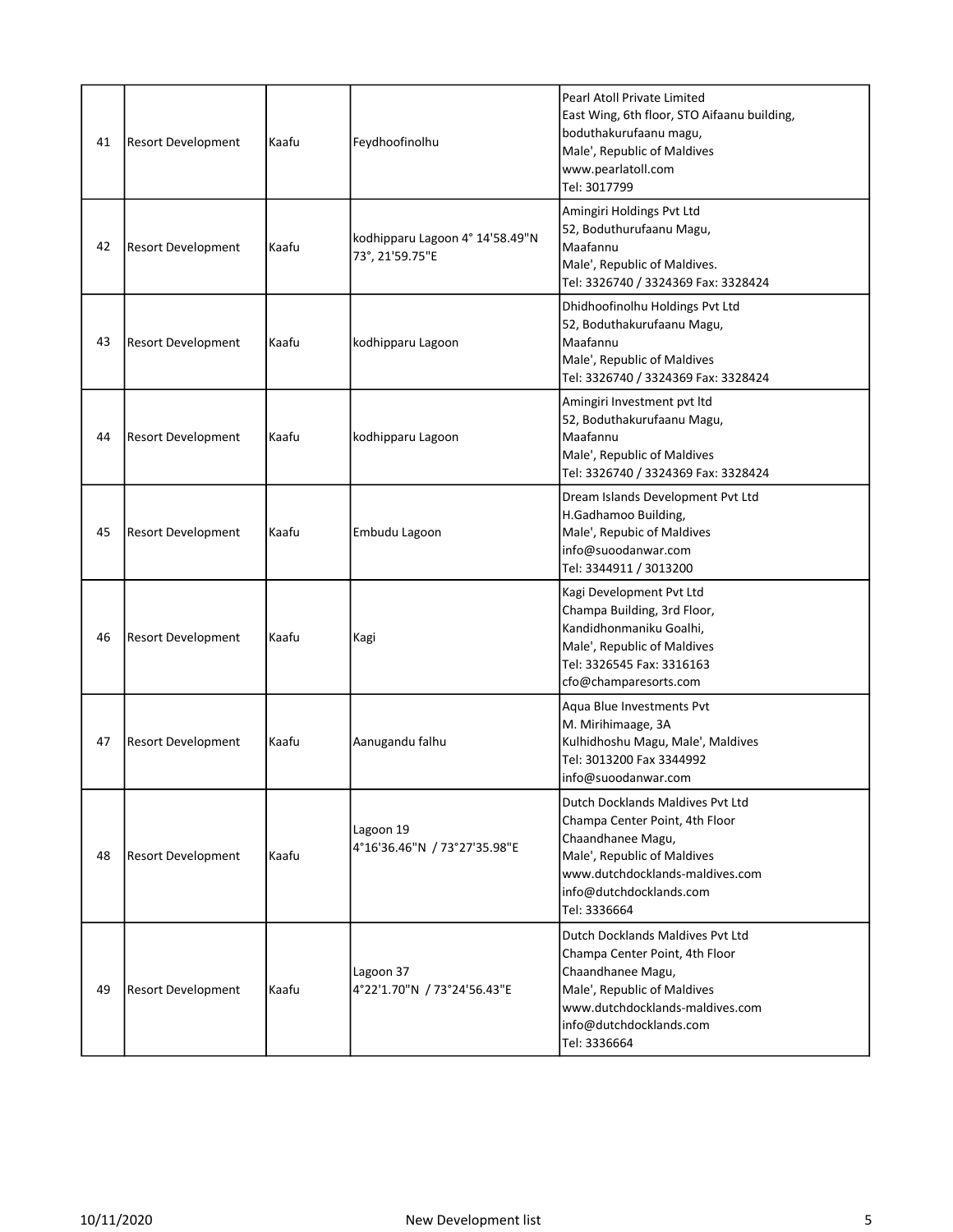| 41 | Resort Development | Kaafu | Feydhoofinolhu | Pearl Atoll Private Limited<br>East Wing, 6th floor, STO Aifaanu building,<br>boduthakurufaanu magu,<br>Male', Republic of Maldives<br>www.pearlatoll.com<br>Tel: 3017799 |
|---|---|---|---|---|
| 42 | Resort Development | Kaafu | kodhipparu Lagoon 4° 14'58.49"N 73°, 21'59.75"E | Amingiri Holdings Pvt Ltd<br>52, Boduthurufaanu Magu,<br>Maafannu<br>Male', Republic of Maldives.<br>Tel: 3326740 / 3324369 Fax: 3328424 |
| 43 | Resort Development | Kaafu | kodhipparu Lagoon | Dhidhoofinolhu Holdings Pvt Ltd<br>52, Boduthakurufaanu Magu,<br>Maafannu<br>Male', Republic of Maldives<br>Tel: 3326740 / 3324369 Fax: 3328424 |
| 44 | Resort Development | Kaafu | kodhipparu Lagoon | Amingiri Investment pvt ltd<br>52, Boduthakurufaanu Magu,<br>Maafannu<br>Male', Republic of Maldives<br>Tel: 3326740 / 3324369 Fax: 3328424 |
| 45 | Resort Development | Kaafu | Embudu Lagoon | Dream Islands Development Pvt Ltd<br>H.Gadhamoo Building,<br>Male', Repubic of Maldives<br>info@suoodanwar.com<br>Tel: 3344911 / 3013200 |
| 46 | Resort Development | Kaafu | Kagi | Kagi Development Pvt Ltd<br>Champa Building, 3rd Floor,<br>Kandidhonmaniku Goalhi,<br>Male', Republic of Maldives<br>Tel: 3326545 Fax: 3316163<br>cfo@champaresorts.com |
| 47 | Resort Development | Kaafu | Aanugandu falhu | Aqua Blue Investments Pvt<br>M. Mirihimaage, 3A<br>Kulhidhoshu Magu, Male', Maldives<br>Tel: 3013200 Fax 3344992<br>info@suoodanwar.com |
| 48 | Resort Development | Kaafu | Lagoon 19<br>4°16'36.46"N / 73°27'35.98"E | Dutch Docklands Maldives Pvt Ltd<br>Champa Center Point, 4th Floor<br>Chaandhanee Magu,<br>Male', Republic of Maldives<br>www.dutchdocklands-maldives.com<br>info@dutchdocklands.com<br>Tel: 3336664 |
| 49 | Resort Development | Kaafu | Lagoon 37<br>4°22'1.70"N / 73°24'56.43"E | Dutch Docklands Maldives Pvt Ltd<br>Champa Center Point, 4th Floor<br>Chaandhanee Magu,<br>Male', Republic of Maldives<br>www.dutchdocklands-maldives.com<br>info@dutchdocklands.com<br>Tel: 3336664 |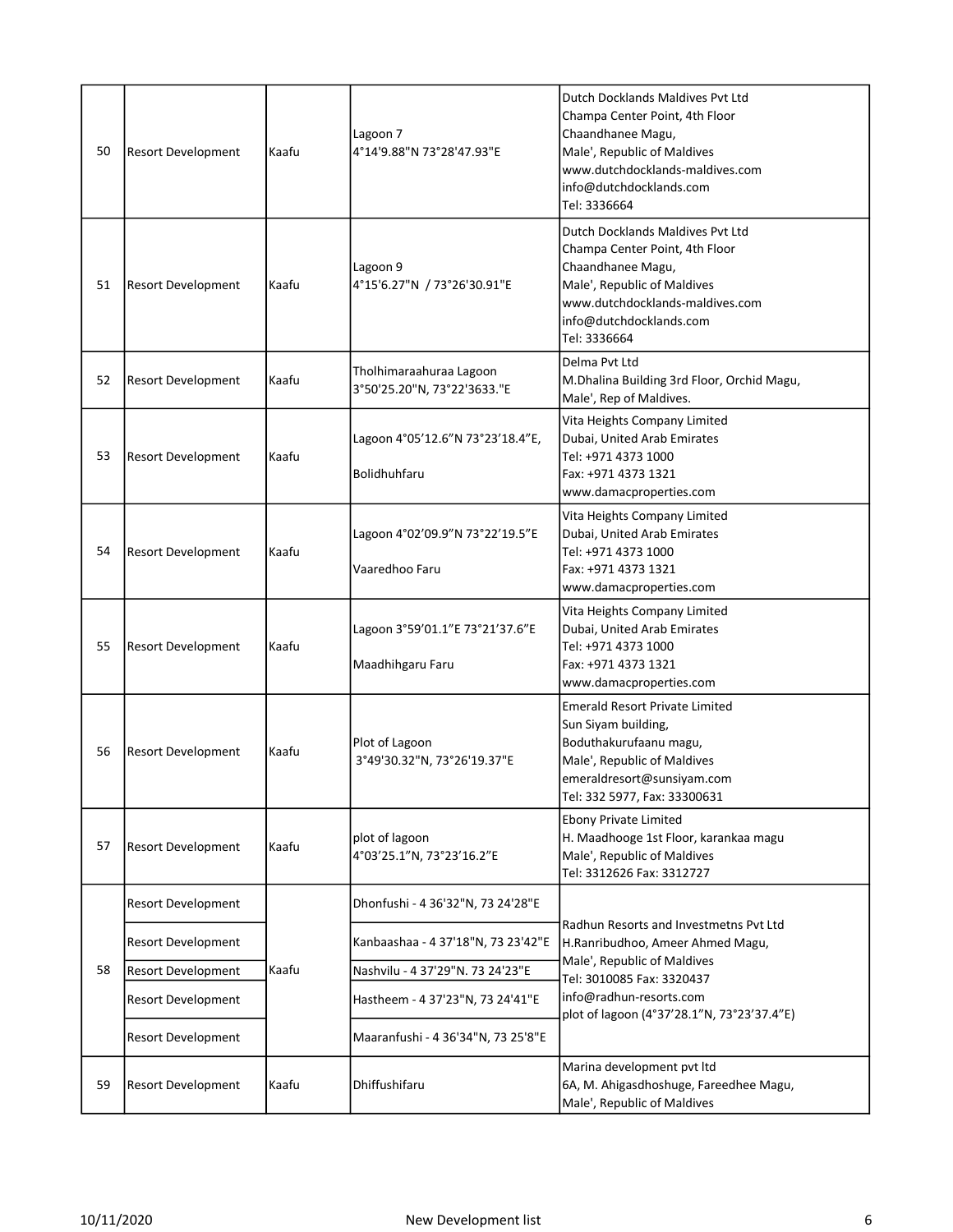| | | | | |
|---|---|---|---|---|
| 50 | Resort Development | Kaafu | Lagoon 7<br>4°14'9.88"N 73°28'47.93"E | Dutch Docklands Maldives Pvt Ltd<br>Champa Center Point, 4th Floor<br>Chaandhanee Magu,<br>Male', Republic of Maldives<br>www.dutchdocklands-maldives.com<br>info@dutchdocklands.com<br>Tel: 3336664 |
| 51 | Resort Development | Kaafu | Lagoon 9<br>4°15'6.27"N / 73°26'30.91"E | Dutch Docklands Maldives Pvt Ltd<br>Champa Center Point, 4th Floor<br>Chaandhanee Magu,<br>Male', Republic of Maldives<br>www.dutchdocklands-maldives.com<br>info@dutchdocklands.com<br>Tel: 3336664 |
| 52 | Resort Development | Kaafu | Tholhimaraahuraa Lagoon<br>3°50'25.20"N, 73°22'3633."E | Delma Pvt Ltd<br>M.Dhalina Building 3rd Floor, Orchid Magu,<br>Male', Rep of Maldives. |
| 53 | Resort Development | Kaafu | Lagoon 4°05'12.6"N 73°23'18.4"E,<br><br>Bolidhuhfaru | Vita Heights Company Limited<br>Dubai, United Arab Emirates<br>Tel: +971 4373 1000<br>Fax: +971 4373 1321<br>www.damacproperties.com |
| 54 | Resort Development | Kaafu | Lagoon 4°02'09.9"N 73°22'19.5"E<br><br>Vaaredhoo Faru | Vita Heights Company Limited<br>Dubai, United Arab Emirates<br>Tel: +971 4373 1000<br>Fax: +971 4373 1321<br>www.damacproperties.com |
| 55 | Resort Development | Kaafu | Lagoon 3°59'01.1"E 73°21'37.6"E<br><br>Maadhihgaru Faru | Vita Heights Company Limited<br>Dubai, United Arab Emirates<br>Tel: +971 4373 1000<br>Fax: +971 4373 1321<br>www.damacproperties.com |
| 56 | Resort Development | Kaafu | Plot of Lagoon<br>3°49'30.32"N, 73°26'19.37"E | Emerald Resort Private Limited<br>Sun Siyam building,<br>Boduthakurufaanu magu,<br>Male', Republic of Maldives<br>emeraldresort@sunsiyam.com<br>Tel: 332 5977, Fax: 33300631 |
| 57 | Resort Development | Kaafu | plot of lagoon<br>4°03'25.1"N, 73°23'16.2"E | Ebony Private Limited<br>H. Maadhooge 1st Floor, karankaa magu<br>Male', Republic of Maldives<br>Tel: 3312626 Fax: 3312727 |
| 58 | Resort Development<br>Resort Development<br>Resort Development<br>Resort Development<br>Resort Development | Kaafu | Dhonfushi - 4 36'32"N, 73 24'28"E<br>Kanbaashaa - 4 37'18"N, 73 23'42"E<br>Nashvilu - 4 37'29"N. 73 24'23"E<br>Hastheem - 4 37'23"N, 73 24'41"E<br>Maaranfushi - 4 36'34"N, 73 25'8"E | Radhun Resorts and Investmetns Pvt Ltd<br>H.Ranribudhoo, Ameer Ahmed Magu,<br>Male', Republic of Maldives<br>Tel: 3010085 Fax: 3320437<br>info@radhun-resorts.com<br>plot of lagoon (4°37'28.1"N, 73°23'37.4"E) |
| 59 | Resort Development | Kaafu | Dhiffushifaru | Marina development pvt ltd<br>6A, M. Ahigasdhoshuge, Fareedhee Magu,<br>Male', Republic of Maldives |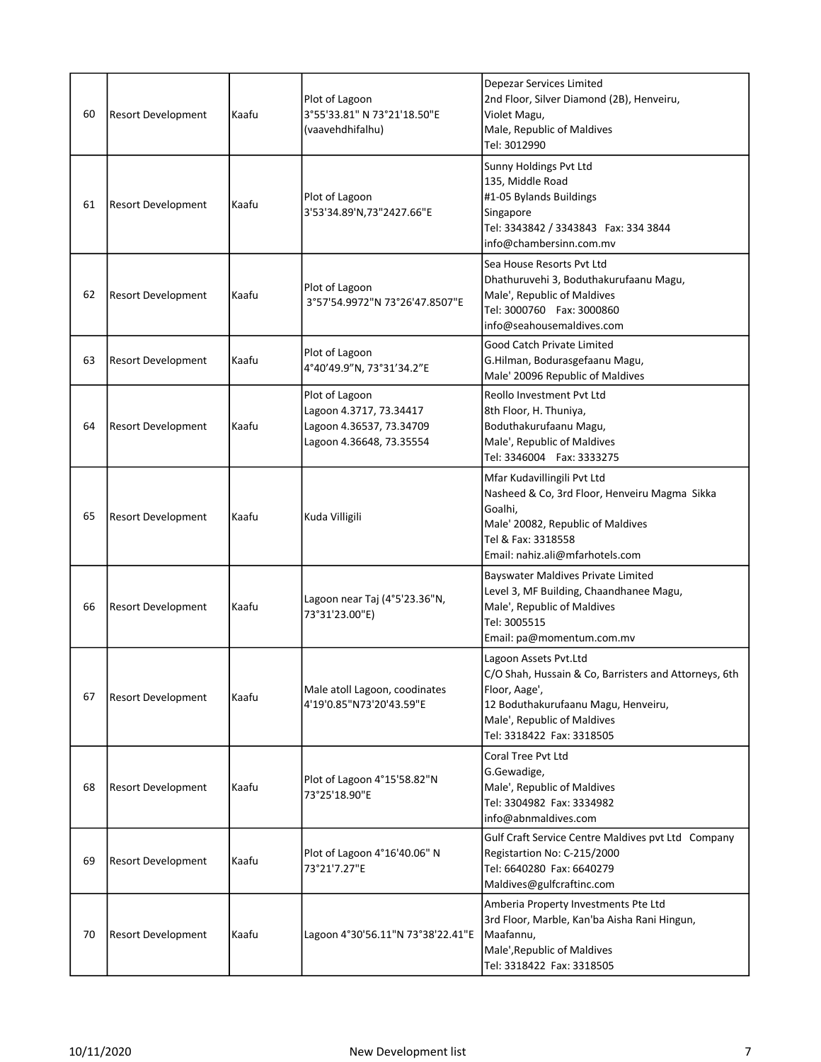| | | | | |
|---|---|---|---|---|
| 60 | Resort Development | Kaafu | Plot of Lagoon<br>3°55'33.81" N 73°21'18.50"E<br>(vaavehdhifalhu) | Depezar Services Limited<br>2nd Floor, Silver Diamond (2B), Henveiru,<br>Violet Magu,<br>Male, Republic of Maldives<br>Tel: 3012990 |
| 61 | Resort Development | Kaafu | Plot of Lagoon<br>3'53'34.89'N,73"2427.66"E | Sunny Holdings Pvt Ltd<br>135, Middle Road<br>#1-05 Bylands Buildings<br>Singapore<br>Tel: 3343842 / 3343843 Fax: 334 3844<br>info@chambersinn.com.mv |
| 62 | Resort Development | Kaafu | Plot of Lagoon<br>3°57'54.9972"N 73°26'47.8507"E | Sea House Resorts Pvt Ltd<br>Dhathuruvehi 3, Boduthakurufaanu Magu,<br>Male', Republic of Maldives<br>Tel: 3000760 Fax: 3000860<br>info@seahousemaldives.com |
| 63 | Resort Development | Kaafu | Plot of Lagoon<br>4°40'49.9"N, 73°31'34.2"E | Good Catch Private Limited<br>G.Hilman, Bodurasgefaanu Magu,<br>Male' 20096 Republic of Maldives |
| 64 | Resort Development | Kaafu | Plot of Lagoon<br>Lagoon 4.3717, 73.34417<br>Lagoon 4.36537, 73.34709<br>Lagoon 4.36648, 73.35554 | Reollo Investment Pvt Ltd<br>8th Floor, H. Thuniya,<br>Boduthakurufaanu Magu,<br>Male', Republic of Maldives<br>Tel: 3346004 Fax: 3333275 |
| 65 | Resort Development | Kaafu | Kuda Villigili | Mfar Kudavillingili Pvt Ltd<br>Nasheed & Co, 3rd Floor, Henveiru Magma Sikka Goalhi,<br>Male' 20082, Republic of Maldives<br>Tel & Fax: 3318558<br>Email: nahiz.ali@mfarhotels.com |
| 66 | Resort Development | Kaafu | Lagoon near Taj (4°5'23.36"N, 73°31'23.00"E) | Bayswater Maldives Private Limited<br>Level 3, MF Building, Chaandhanee Magu,<br>Male', Republic of Maldives<br>Tel: 3005515<br>Email: pa@momentum.com.mv |
| 67 | Resort Development | Kaafu | Male atoll Lagoon, coodinates<br>4'19'0.85"N73'20'43.59"E | Lagoon Assets Pvt.Ltd<br>C/O Shah, Hussain & Co, Barristers and Attorneys, 6th Floor, Aage',<br>12 Boduthakurufaanu Magu, Henveiru,<br>Male', Republic of Maldives<br>Tel: 3318422 Fax: 3318505 |
| 68 | Resort Development | Kaafu | Plot of Lagoon 4°15'58.82"N<br>73°25'18.90"E | Coral Tree Pvt Ltd<br>G.Gewadige,<br>Male', Republic of Maldives<br>Tel: 3304982 Fax: 3334982<br>info@abnmaldives.com |
| 69 | Resort Development | Kaafu | Plot of Lagoon 4°16'40.06" N<br>73°21'7.27"E | Gulf Craft Service Centre Maldives pvt Ltd Company Registartion No: C-215/2000<br>Tel: 6640280 Fax: 6640279<br>Maldives@gulfcraftinc.com |
| 70 | Resort Development | Kaafu | Lagoon 4°30'56.11"N 73°38'22.41"E | Amberia Property Investments Pte Ltd<br>3rd Floor, Marble, Kan'ba Aisha Rani Hingun,<br>Maafannu,<br>Male',Republic of Maldives<br>Tel: 3318422 Fax: 3318505 |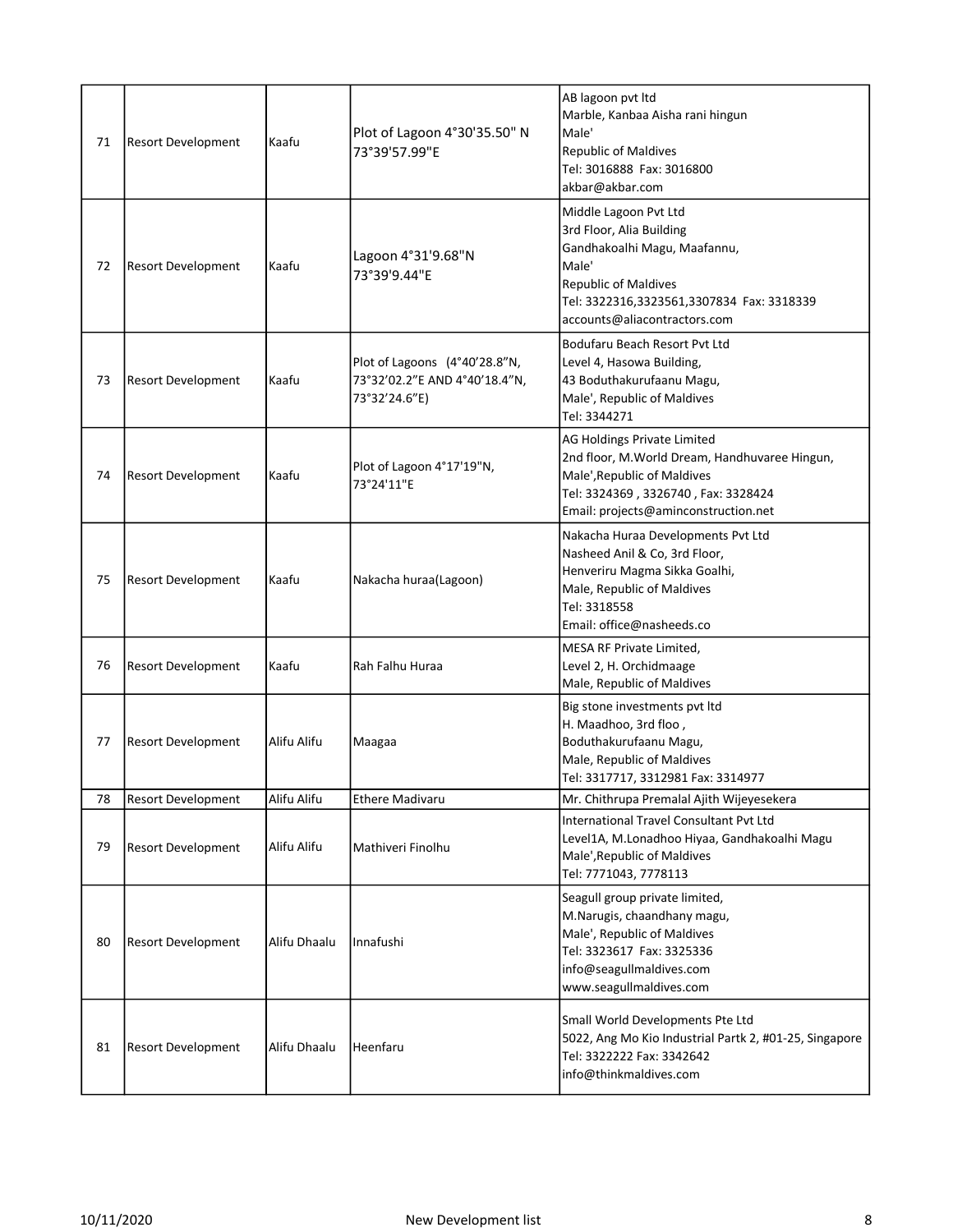| 71 | Resort Development | Kaafu | Plot of Lagoon 4°30'35.50" N 73°39'57.99"E | AB lagoon pvt ltd<br>Marble, Kanbaa Aisha rani hingun<br>Male'<br>Republic of Maldives<br>Tel: 3016888 Fax: 3016800<br>akbar@akbar.com |
|---|---|---|---|---|
| 72 | Resort Development | Kaafu | Lagoon 4°31'9.68"N 73°39'9.44"E | Middle Lagoon Pvt Ltd<br>3rd Floor, Alia Building<br>Gandhakoalhi Magu, Maafannu,<br>Male'<br>Republic of Maldives<br>Tel: 3322316,3323561,3307834 Fax: 3318339<br>accounts@aliacontractors.com |
| 73 | Resort Development | Kaafu | Plot of Lagoons (4°40'28.8"N, 73°32'02.2"E AND 4°40'18.4"N, 73°32'24.6"E) | Bodufaru Beach Resort Pvt Ltd<br>Level 4, Hasowa Building,<br>43 Boduthakurufaanu Magu,<br>Male', Republic of Maldives<br>Tel: 3344271 |
| 74 | Resort Development | Kaafu | Plot of Lagoon 4°17'19"N, 73°24'11"E | AG Holdings Private Limited<br>2nd floor, M.World Dream, Handhuvaree Hingun,<br>Male',Republic of Maldives<br>Tel: 3324369 , 3326740 , Fax: 3328424<br>Email: projects@aminconstruction.net |
| 75 | Resort Development | Kaafu | Nakacha huraa(Lagoon) | Nakacha Huraa Developments Pvt Ltd<br>Nasheed Anil & Co, 3rd Floor,<br>Henveriru Magma Sikka Goalhi,<br>Male, Republic of Maldives<br>Tel: 3318558<br>Email: office@nasheeds.co |
| 76 | Resort Development | Kaafu | Rah Falhu Huraa | MESA RF Private Limited,<br>Level 2, H. Orchidmaage<br>Male, Republic of Maldives |
| 77 | Resort Development | Alifu Alifu | Maagaa | Big stone investments pvt ltd<br>H. Maadhoo, 3rd floo ,<br>Boduthakurufaanu Magu,<br>Male, Republic of Maldives<br>Tel: 3317717, 3312981 Fax: 3314977 |
| 78 | Resort Development | Alifu Alifu | Ethere Madivaru | Mr. Chithrupa Premalal Ajith Wijeyesekera |
| 79 | Resort Development | Alifu Alifu | Mathiveri Finolhu | International Travel Consultant Pvt Ltd<br>Level1A, M.Lonadhoo Hiyaa, Gandhakoalhi Magu<br>Male',Republic of Maldives<br>Tel: 7771043, 7778113 |
| 80 | Resort Development | Alifu Dhaalu | Innafushi | Seagull group private limited,<br>M.Narugis, chaandhany magu,<br>Male', Republic of Maldives<br>Tel: 3323617 Fax: 3325336<br>info@seagullmaldives.com<br>www.seagullmaldives.com |
| 81 | Resort Development | Alifu Dhaalu | Heenfaru | Small World Developments Pte Ltd<br>5022, Ang Mo Kio Industrial Partk 2, #01-25, Singapore<br>Tel: 3322222 Fax: 3342642<br>info@thinkmaldives.com |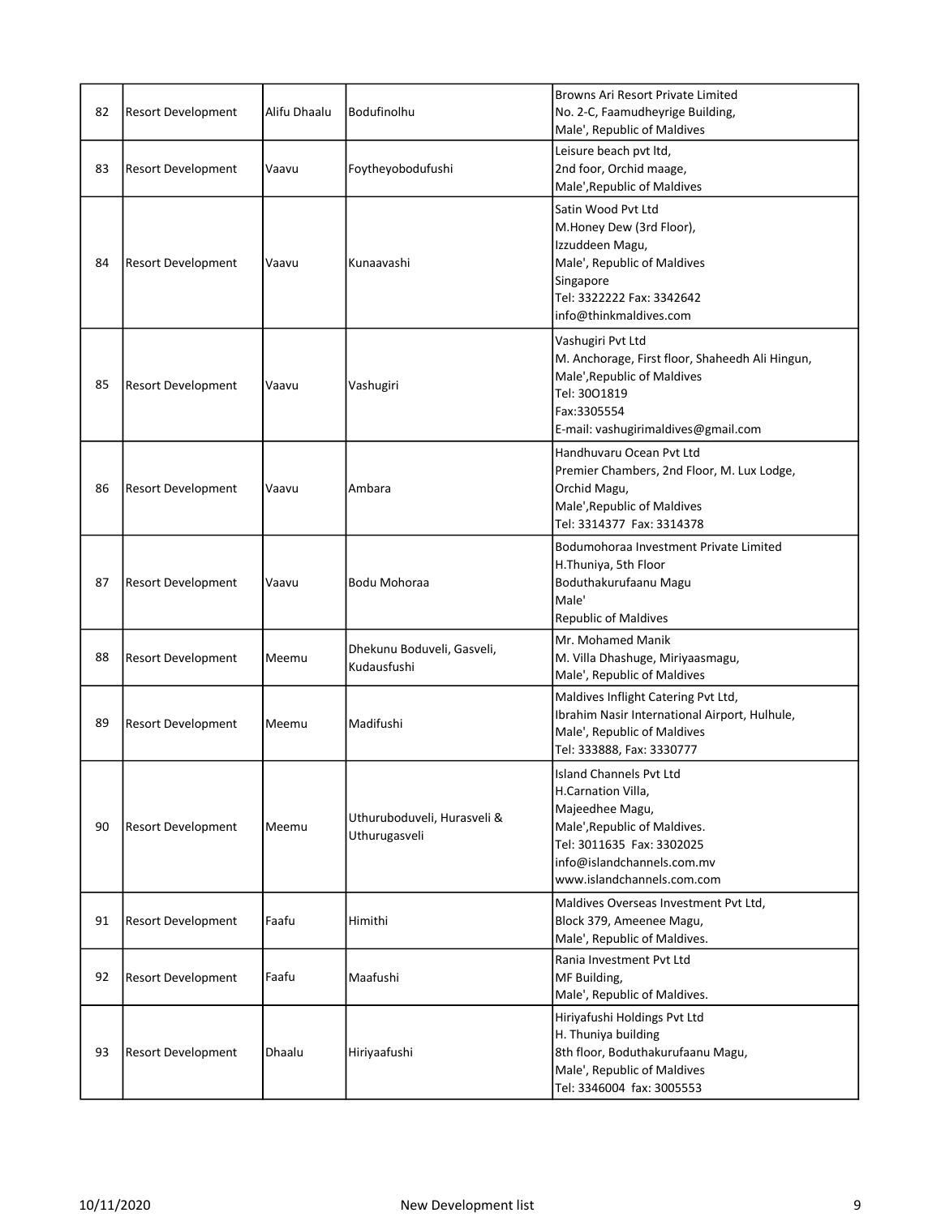| 82 | Resort Development | Alifu Dhaalu | Bodufinolhu | Browns Ari Resort Private Limited<br>No. 2-C, Faamudheyrige Building,<br>Male', Republic of Maldives |
|---|---|---|---|---|
| 83 | Resort Development | Vaavu | Foytheyobodufushi | Leisure beach pvt ltd,<br>2nd foor, Orchid maage,<br>Male',Republic of Maldives |
| 84 | Resort Development | Vaavu | Kunaavashi | Satin Wood Pvt Ltd<br>M.Honey Dew (3rd Floor),<br>Izzuddeen Magu,<br>Male', Republic of Maldives<br>Singapore<br>Tel: 3322222 Fax: 3342642<br>info@thinkmaldives.com |
| 85 | Resort Development | Vaavu | Vashugiri | Vashugiri Pvt Ltd<br>M. Anchorage, First floor, Shaheedh Ali Hingun,<br>Male',Republic of Maldives<br>Tel: 30O1819<br>Fax:3305554<br>E-mail: vashugirimaldives@gmail.com |
| 86 | Resort Development | Vaavu | Ambara | Handhuvaru Ocean Pvt Ltd<br>Premier Chambers, 2nd Floor, M. Lux Lodge,<br>Orchid Magu,<br>Male',Republic of Maldives<br>Tel: 3314377 Fax: 3314378 |
| 87 | Resort Development | Vaavu | Bodu Mohoraa | Bodumohoraa Investment Private Limited<br>H.Thuniya, 5th Floor<br>Boduthakurufaanu Magu<br>Male'<br>Republic of Maldives |
| 88 | Resort Development | Meemu | Dhekunu Boduveli, Gasveli, Kudausfushi | Mr. Mohamed Manik<br>M. Villa Dhashuge, Miriyaasmagu,<br>Male', Republic of Maldives |
| 89 | Resort Development | Meemu | Madifushi | Maldives Inflight Catering Pvt Ltd,<br>Ibrahim Nasir International Airport, Hulhule,<br>Male', Republic of Maldives<br>Tel: 333888, Fax: 3330777 |
| 90 | Resort Development | Meemu | Uthuruboduveli, Hurasveli & Uthurugasveli | Island Channels Pvt Ltd<br>H.Carnation Villa,<br>Majeedhee Magu,<br>Male',Republic of Maldives.<br>Tel: 3011635 Fax: 3302025<br>info@islandchannels.com.mv<br>www.islandchannels.com.com |
| 91 | Resort Development | Faafu | Himithi | Maldives Overseas Investment Pvt Ltd,<br>Block 379, Ameenee Magu,<br>Male', Republic of Maldives. |
| 92 | Resort Development | Faafu | Maafushi | Rania Investment Pvt Ltd<br>MF Building,<br>Male', Republic of Maldives. |
| 93 | Resort Development | Dhaalu | Hiriyaafushi | Hiriyafushi Holdings Pvt Ltd<br>H. Thuniya building<br>8th floor, Boduthakurufaanu Magu,<br>Male', Republic of Maldives<br>Tel: 3346004 fax: 3005553 |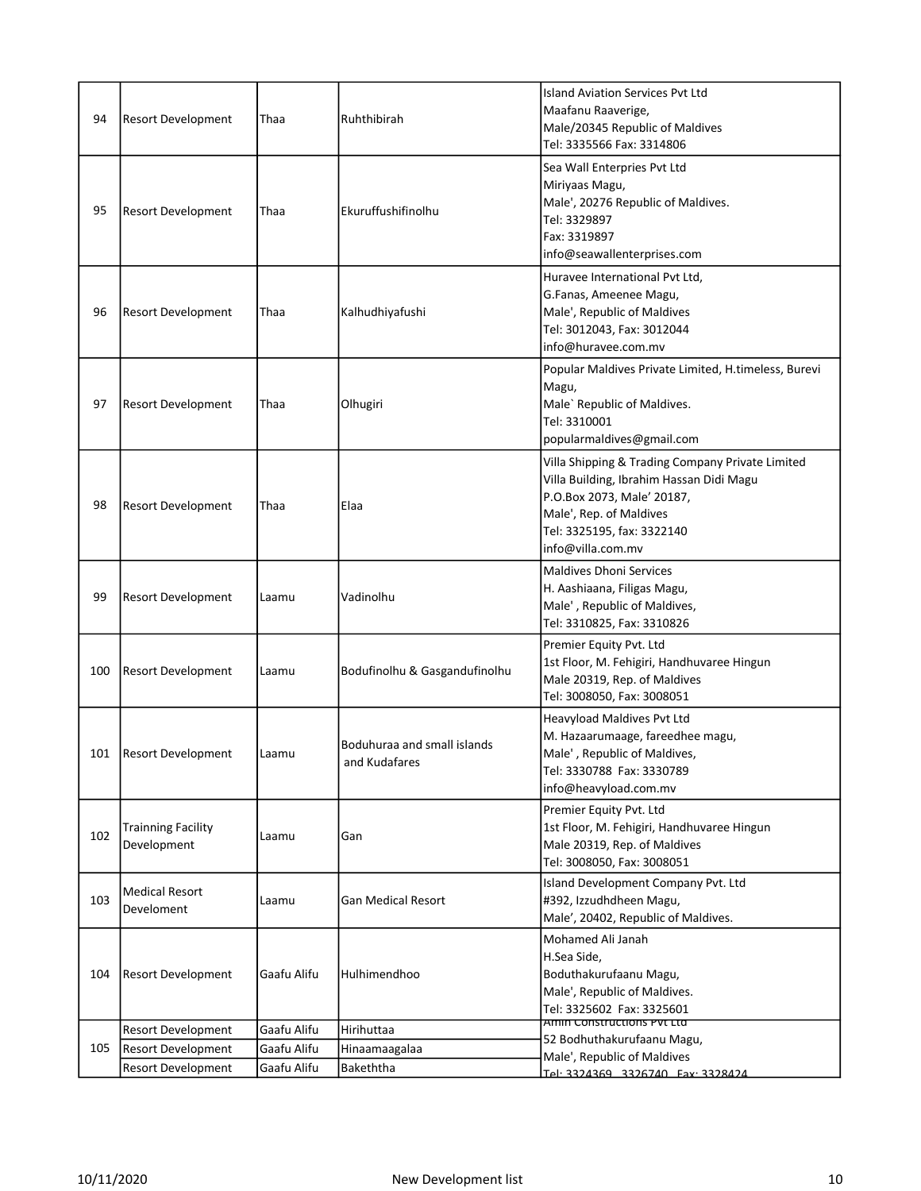| 94 | Resort Development | Thaa | Ruhthibirah | Island Aviation Services Pvt Ltd<br>Maafanu Raaverige,<br>Male/20345 Republic of Maldives<br>Tel: 3335566 Fax: 3314806 |
|---|---|---|---|---|
| 95 | Resort Development | Thaa | Ekuruffushifinolhu | Sea Wall Enterprises Pvt Ltd<br>Miriyaas Magu,<br>Male', 20276 Republic of Maldives.<br>Tel: 3329897<br>Fax: 3319897<br>info@seawallenterprises.com |
| 96 | Resort Development | Thaa | Kalhudhiyafushi | Huravee International Pvt Ltd,<br>G.Fanas, Ameenee Magu,<br>Male', Republic of Maldives<br>Tel: 3012043, Fax: 3012044<br>info@huravee.com.mv |
| 97 | Resort Development | Thaa | Olhugiri | Popular Maldives Private Limited, H.timeless, Burevi Magu,<br>Male` Republic of Maldives.<br>Tel: 3310001<br>popularmaldives@gmail.com |
| 98 | Resort Development | Thaa | Elaa | Villa Shipping & Trading Company Private Limited<br>Villa Building, Ibrahim Hassan Didi Magu<br>P.O.Box 2073, Male' 20187,<br>Male', Rep. of Maldives<br>Tel: 3325195, fax: 3322140<br>info@villa.com.mv |
| 99 | Resort Development | Laamu | Vadinolhu | Maldives Dhoni Services<br>H. Aashiaana, Filigas Magu,<br>Male' , Republic of Maldives,<br>Tel: 3310825, Fax: 3310826 |
| 100 | Resort Development | Laamu | Bodufinolhu & Gasgandufinolhu | Premier Equity Pvt. Ltd<br>1st Floor, M. Fehigiri, Handhuvaree Hingun<br>Male 20319, Rep. of Maldives<br>Tel: 3008050, Fax: 3008051 |
| 101 | Resort Development | Laamu | Boduhuraa and small islands and Kudafares | Heavyload Maldives Pvt Ltd<br>M. Hazaarumaage, fareedhee magu,<br>Male' , Republic of Maldives,<br>Tel: 3330788 Fax: 3330789<br>info@heavyload.com.mv |
| 102 | Trainning Facility Development | Laamu | Gan | Premier Equity Pvt. Ltd<br>1st Floor, M. Fehigiri, Handhuvaree Hingun<br>Male 20319, Rep. of Maldives<br>Tel: 3008050, Fax: 3008051 |
| 103 | Medical Resort Develoment | Laamu | Gan Medical Resort | Island Development Company Pvt. Ltd<br>#392, Izzudhdheen Magu,<br>Male', 20402, Republic of Maldives. |
| 104 | Resort Development | Gaafu Alifu | Hulhimendhoo | Mohamed Ali Janah<br>H.Sea Side,<br>Boduthakurufaanu Magu,<br>Male', Republic of Maldives.<br>Tel: 3325602 Fax: 3325601 |
| 105 | Resort Development | Gaafu Alifu | Hirihuttaa | Amin Constructions Pvt Ltd<br>52 Bodhuthakurufaanu Magu,<br>Male', Republic of Maldives<br>Tel: 3324369, 3326740 Fax: 3328424 |
| | Resort Development | Gaafu Alifu | Hinaamaagalaa | |
| | Resort Development | Gaafu Alifu | Bakeththa | |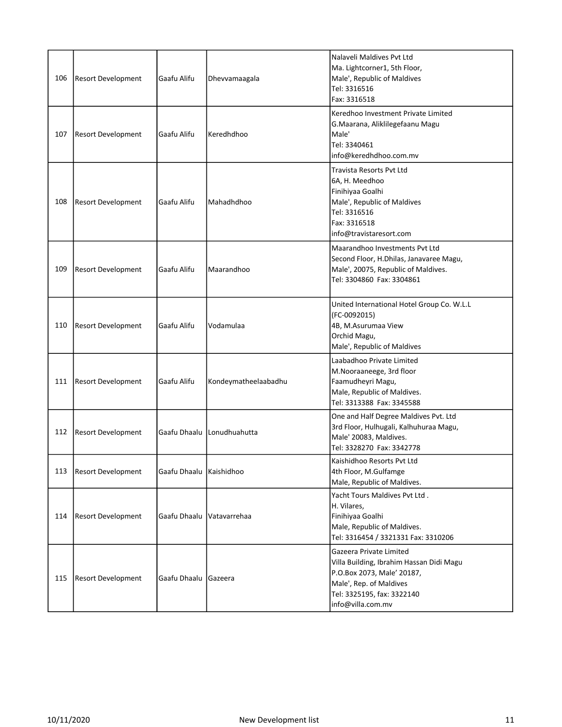| | | | | |
|---|---|---|---|---|
| 106 | Resort Development | Gaafu Alifu | Dhevvamaagala | Nalaveli Maldives Pvt Ltd<br>Ma. Lightcorner1, 5th Floor,<br>Male', Republic of Maldives<br>Tel: 3316516<br>Fax: 3316518 |
| 107 | Resort Development | Gaafu Alifu | Keredhdhoo | Keredhoo Investment Private Limited<br>G.Maarana, Aliklilegefaanu Magu<br>Male'<br>Tel: 3340461<br>info@keredhdhoo.com.mv |
| 108 | Resort Development | Gaafu Alifu | Mahadhdhoo | Travista Resorts Pvt Ltd<br>6A, H. Meedhoo<br>Finihiyaa Goalhi<br>Male', Republic of Maldives<br>Tel: 3316516<br>Fax: 3316518<br>info@travistaresort.com |
| 109 | Resort Development | Gaafu Alifu | Maarandhoo | Maarandhoo Investments Pvt Ltd<br>Second Floor, H.Dhilas, Janavaree Magu,<br>Male', 20075, Republic of Maldives.<br>Tel: 3304860 Fax: 3304861 |
| 110 | Resort Development | Gaafu Alifu | Vodamulaa | United International Hotel Group Co. W.L.L<br>(FC-0092015)<br>4B, M.Asurumaa View<br>Orchid Magu,<br>Male', Republic of Maldives |
| 111 | Resort Development | Gaafu Alifu | Kondeymatheelaabadhu | Laabadhoo Private Limited<br>M.Nooraaneege, 3rd floor<br>Faamudheyri Magu,<br>Male, Republic of Maldives.<br>Tel: 3313388 Fax: 3345588 |
| 112 | Resort Development | Gaafu Dhaalu | Lonudhuahutta | One and Half Degree Maldives Pvt. Ltd<br>3rd Floor, Hulhugali, Kalhuhuraa Magu,<br>Male' 20083, Maldives.<br>Tel: 3328270 Fax: 3342778 |
| 113 | Resort Development | Gaafu Dhaalu | Kaishidhoo | Kaishidhoo Resorts Pvt Ltd<br>4th Floor, M.Gulfamge<br>Male, Republic of Maldives. |
| 114 | Resort Development | Gaafu Dhaalu | Vatavarrehaa | Yacht Tours Maldives Pvt Ltd .<br>H. Vilares,<br>Finihiyaa Goalhi<br>Male, Republic of Maldives.<br>Tel: 3316454 / 3321331 Fax: 3310206 |
| 115 | Resort Development | Gaafu Dhaalu | Gazeera | Gazeera Private Limited<br>Villa Building, Ibrahim Hassan Didi Magu<br>P.O.Box 2073, Male' 20187,<br>Male', Rep. of Maldives<br>Tel: 3325195, fax: 3322140<br>info@villa.com.mv |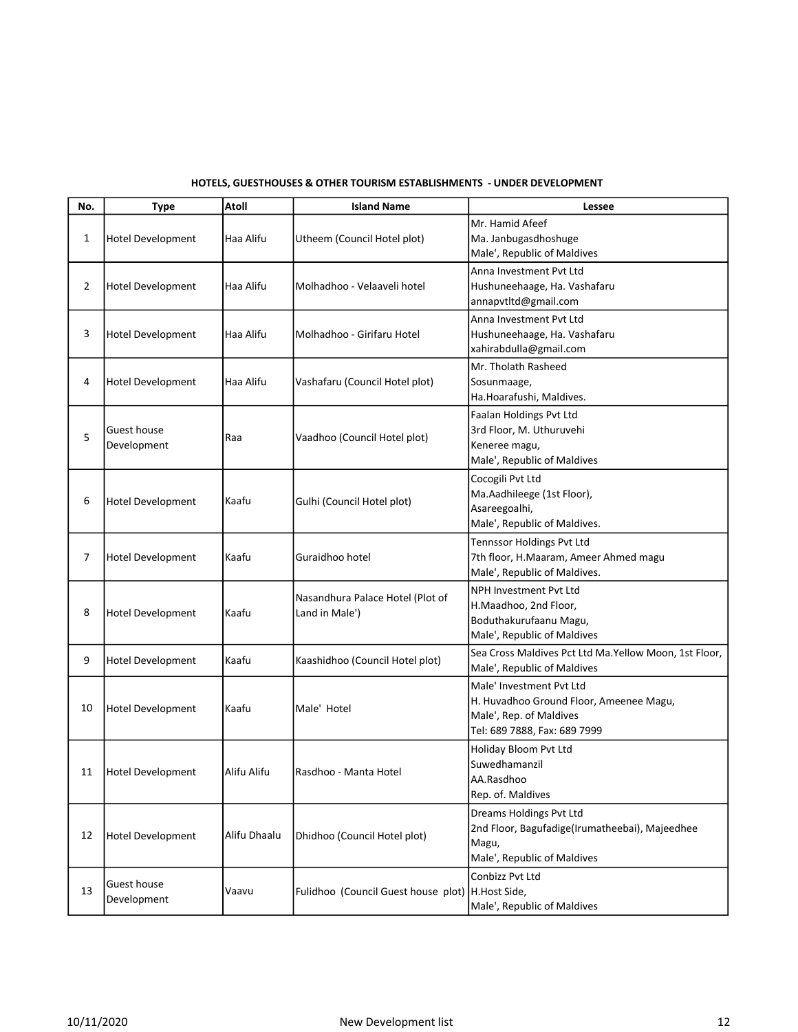**HOTELS, GUESTHOUSES & OTHER TOURISM ESTABLISHMENTS - UNDER DEVELOPMENT**

| No. | Type | Atoll | Island Name | Lessee |
|---|---|---|---|---|
| 1 | Hotel Development | Haa Alifu | Utheem (Council Hotel plot) | Mr. Hamid Afeef<br>Ma. Janbugasdhoshuge<br>Male', Republic of Maldives |
| 2 | Hotel Development | Haa Alifu | Molhadhoo - Velaaveli hotel | Anna Investment Pvt Ltd<br>Hushuneehaage, Ha. Vashafaru<br>annapvtltd@gmail.com |
| 3 | Hotel Development | Haa Alifu | Molhadhoo - Girifaru Hotel | Anna Investment Pvt Ltd<br>Hushuneehaage, Ha. Vashafaru<br>xahirabdulla@gmail.com |
| 4 | Hotel Development | Haa Alifu | Vashafaru (Council Hotel plot) | Mr. Tholath Rasheed<br>Sosunmaage,<br>Ha.Hoarafushi, Maldives. |
| 5 | Guest house Development | Raa | Vaadhoo (Council Hotel plot) | Faalan Holdings Pvt Ltd<br>3rd Floor, M. Uthuruvehi<br>Keneree magu,<br>Male', Republic of Maldives |
| 6 | Hotel Development | Kaafu | Gulhi (Council Hotel plot) | Cocogili Pvt Ltd<br>Ma.Aadhileege (1st Floor),<br>Asareegoalhi,<br>Male', Republic of Maldives. |
| 7 | Hotel Development | Kaafu | Guraidhoo hotel | Tennssor Holdings Pvt Ltd<br>7th floor, H.Maaram, Ameer Ahmed magu<br>Male', Republic of Maldives. |
| 8 | Hotel Development | Kaafu | Nasandhura Palace Hotel (Plot of Land in Male') | NPH Investment Pvt Ltd<br>H.Maadhoo, 2nd Floor,<br>Boduthakurufaanu Magu,<br>Male', Republic of Maldives |
| 9 | Hotel Development | Kaafu | Kaashidhoo (Council Hotel plot) | Sea Cross Maldives Pct Ltd Ma.Yellow Moon, 1st Floor,<br>Male', Republic of Maldives |
| 10 | Hotel Development | Kaafu | Male' Hotel | Male' Investment Pvt Ltd<br>H. Huvadhoo Ground Floor, Ameenee Magu,<br>Male', Rep. of Maldives<br>Tel: 689 7888, Fax: 689 7999 |
| 11 | Hotel Development | Alifu Alifu | Rasdhoo - Manta Hotel | Holiday Bloom Pvt Ltd<br>Suwedhamanzil<br>AA.Rasdhoo<br>Rep. of. Maldives |
| 12 | Hotel Development | Alifu Dhaalu | Dhidhoo (Council Hotel plot) | Dreams Holdings Pvt Ltd<br>2nd Floor, Bagufadige(Irumatheebai), Majeedhee Magu,<br>Male', Republic of Maldives |
| 13 | Guest house Development | Vaavu | Fulidhoo (Council Guest house plot) | Conbizz Pvt Ltd<br>H.Host Side,<br>Male', Republic of Maldives |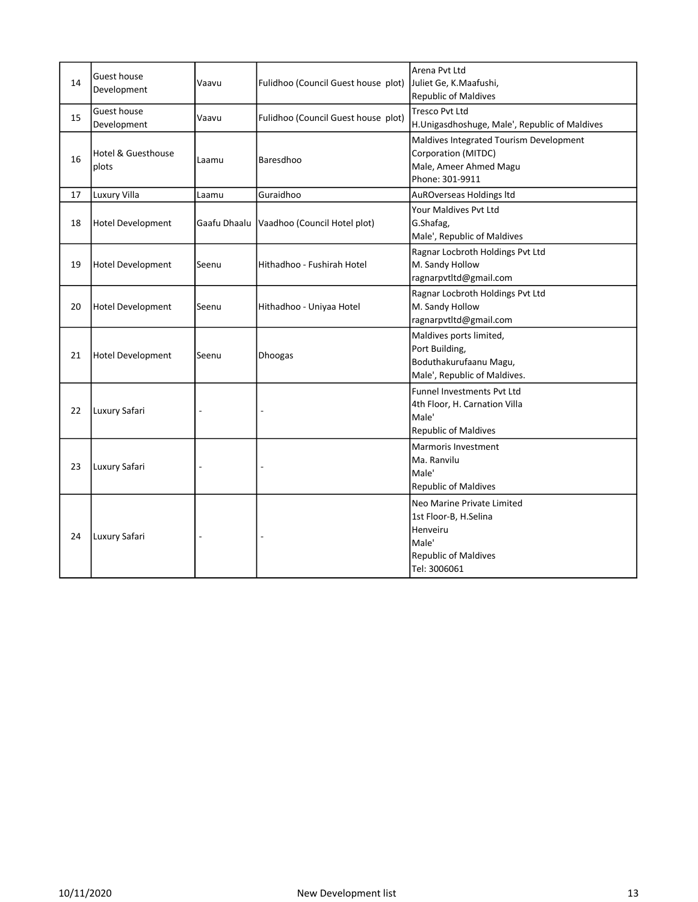| | | | | |
|---|---|---|---|---|
| 14 | Guest house Development | Vaavu | Fulidhoo (Council Guest house plot) | Arena Pvt Ltd<br>Juliet Ge, K.Maafushi,<br>Republic of Maldives |
| 15 | Guest house Development | Vaavu | Fulidhoo (Council Guest house plot) | Tresco Pvt Ltd<br>H.Unigasdhoshuge, Male', Republic of Maldives |
| 16 | Hotel & Guesthouse plots | Laamu | Baresdhoo | Maldives Integrated Tourism Development Corporation (MITDC)<br>Male, Ameer Ahmed Magu<br>Phone: 301-9911 |
| 17 | Luxury Villa | Laamu | Guraidhoo | AuROverseas Holdings ltd |
| 18 | Hotel Development | Gaafu Dhaalu | Vaadhoo (Council Hotel plot) | Your Maldives Pvt Ltd<br>G.Shafag,<br>Male', Republic of Maldives |
| 19 | Hotel Development | Seenu | Hithadhoo - Fushirah Hotel | Ragnar Locbroth Holdings Pvt Ltd<br>M. Sandy Hollow<br>ragnarpvtltd@gmail.com |
| 20 | Hotel Development | Seenu | Hithadhoo - Uniyaa Hotel | Ragnar Locbroth Holdings Pvt Ltd<br>M. Sandy Hollow<br>ragnarpvtltd@gmail.com |
| 21 | Hotel Development | Seenu | Dhoogas | Maldives ports limited,<br>Port Building,<br>Boduthakurufaanu Magu,<br>Male', Republic of Maldives. |
| 22 | Luxury Safari | - | - | Funnel Investments Pvt Ltd<br>4th Floor, H. Carnation Villa<br>Male'<br>Republic of Maldives |
| 23 | Luxury Safari | - | - | Marmoris Investment<br>Ma. Ranvilu<br>Male'<br>Republic of Maldives |
| 24 | Luxury Safari | - | - | Neo Marine Private Limited<br>1st Floor-B, H.Selina<br>Henveiru<br>Male'<br>Republic of Maldives<br>Tel: 3006061 |